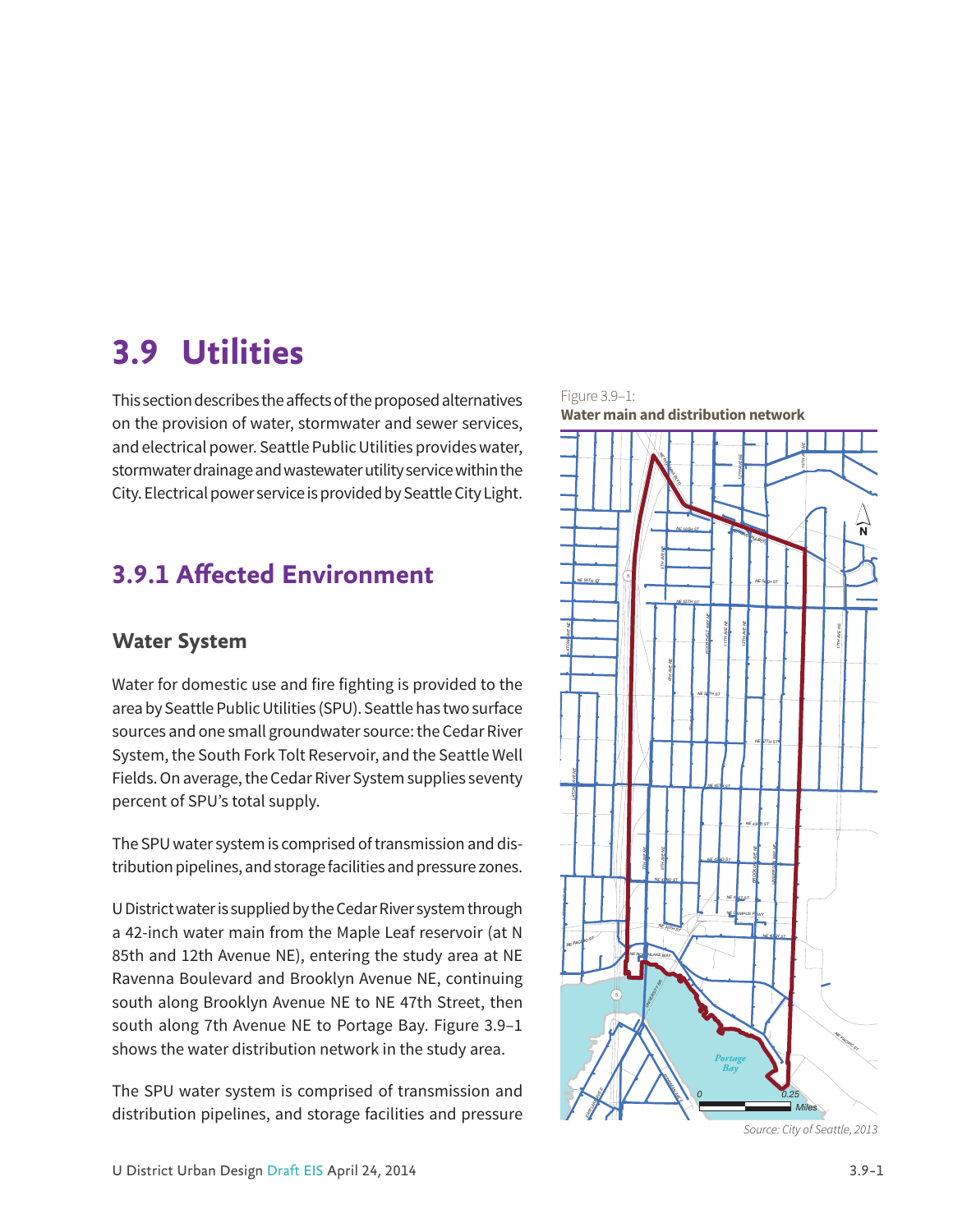# 3.9 Utilities

This section describes the affects of the proposed alternatives on the provision of water, stormwater and sewer services, and electrical power. Seattle Public Utilities provides water, stormwater drainage and wastewater utility service within the City. Electrical power service is provided by Seattle City Light.

## 3.9.1 Affected Environment

### Water System

Water for domestic use and fire fighting is provided to the area by Seattle Public Utilities (SPU). Seattle has two surface sources and one small groundwater source: the Cedar River System, the South Fork Tolt Reservoir, and the Seattle Well Fields. On average, the Cedar River System supplies seventy percent of SPU's total supply.

The SPU water system is comprised of transmission and distribution pipelines, and storage facilities and pressure zones.

U District water is supplied by the Cedar River system through a 42-inch water main from the Maple Leaf reservoir (at N 85th and 12th Avenue NE), entering the study area at NE Ravenna Boulevard and Brooklyn Avenue NE, continuing south along Brooklyn Avenue NE to NE 47th Street, then south along 7th Avenue NE to Portage Bay. Figure 3.9–1 shows the water distribution network in the study area.

Figure 3.9–1:
**Water main and distribution network**

Source: City of Seattle, 2013

The SPU water system is comprised of transmission and distribution pipelines, and storage facilities and pressure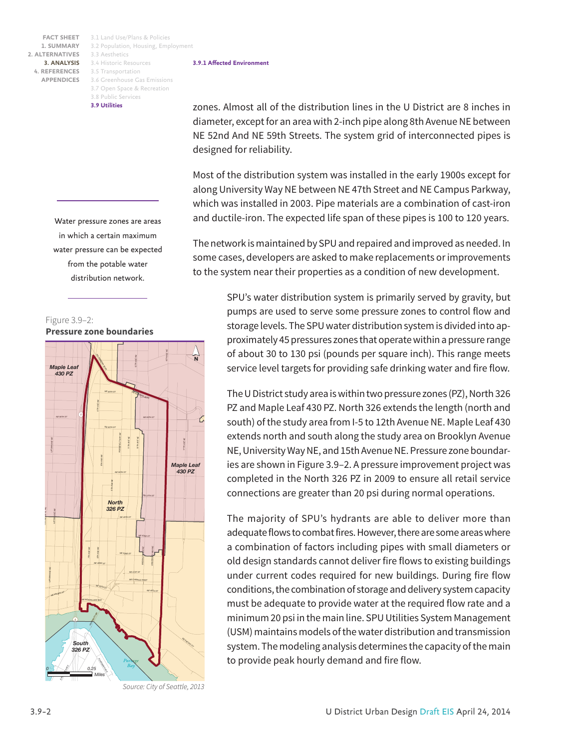zones. Almost all of the distribution lines in the U District are 8 inches in diameter, except for an area with 2-inch pipe along 8th Avenue NE between NE 52nd And NE 59th Streets. The system grid of interconnected pipes is designed for reliability.

Most of the distribution system was installed in the early 1900s except for along University Way NE between NE 47th Street and NE Campus Parkway, which was installed in 2003. Pipe materials are a combination of cast-iron and ductile-iron. The expected life span of these pipes is 100 to 120 years.

The network is maintained by SPU and repaired and improved as needed. In some cases, developers are asked to make replacements or improvements to the system near their properties as a condition of new development.

Water pressure zones are areas in which a certain maximum water pressure can be expected from the potable water distribution network.

SPU's water distribution system is primarily served by gravity, but pumps are used to serve some pressure zones to control flow and storage levels. The SPU water distribution system is divided into approximately 45 pressures zones that operate within a pressure range of about 30 to 130 psi (pounds per square inch). This range meets service level targets for providing safe drinking water and fire flow.

The U District study area is within two pressure zones (PZ), North 326 PZ and Maple Leaf 430 PZ. North 326 extends the length (north and south) of the study area from I-5 to 12th Avenue NE. Maple Leaf 430 extends north and south along the study area on Brooklyn Avenue NE, University Way NE, and 15th Avenue NE. Pressure zone boundaries are shown in Figure 3.9–2. A pressure improvement project was completed in the North 326 PZ in 2009 to ensure all retail service connections are greater than 20 psi during normal operations.

The majority of SPU's hydrants are able to deliver more than adequate flows to combat fires. However, there are some areas where a combination of factors including pipes with small diameters or old design standards cannot deliver fire flows to existing buildings under current codes required for new buildings. During fire flow conditions, the combination of storage and delivery system capacity must be adequate to provide water at the required flow rate and a minimum 20 psi in the main line. SPU Utilities System Management (USM) maintains models of the water distribution and transmission system. The modeling analysis determines the capacity of the main to provide peak hourly demand and fire flow.

Figure 3.9–2:
**Pressure zone boundaries**

Source: City of Seattle, 2013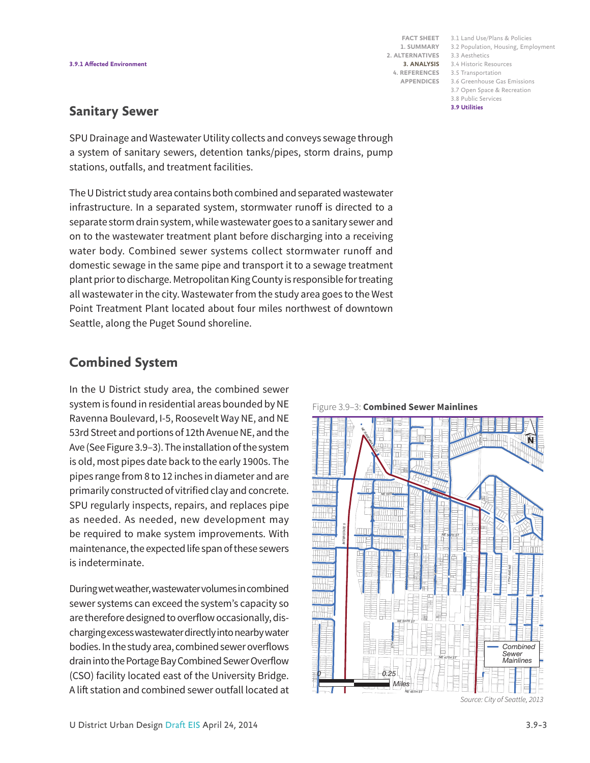## Sanitary Sewer

SPU Drainage and Wastewater Utility collects and conveys sewage through a system of sanitary sewers, detention tanks/pipes, storm drains, pump stations, outfalls, and treatment facilities.

The U District study area contains both combined and separated wastewater infrastructure. In a separated system, stormwater runoff is directed to a separate storm drain system, while wastewater goes to a sanitary sewer and on to the wastewater treatment plant before discharging into a receiving water body. Combined sewer systems collect stormwater runoff and domestic sewage in the same pipe and transport it to a sewage treatment plant prior to discharge. Metropolitan King County is responsible for treating all wastewater in the city. Wastewater from the study area goes to the West Point Treatment Plant located about four miles northwest of downtown Seattle, along the Puget Sound shoreline.

## Combined System

In the U District study area, the combined sewer system is found in residential areas bounded by NE Ravenna Boulevard, I-5, Roosevelt Way NE, and NE 53rd Street and portions of 12th Avenue NE, and the Ave (See Figure 3.9–3). The installation of the system is old, most pipes date back to the early 1900s. The pipes range from 8 to 12 inches in diameter and are primarily constructed of vitrified clay and concrete. SPU regularly inspects, repairs, and replaces pipe as needed. As needed, new development may be required to make system improvements. With maintenance, the expected life span of these sewers is indeterminate.

During wet weather, wastewater volumes in combined sewer systems can exceed the system's capacity so are therefore designed to overflow occasionally, discharging excess wastewater directly into nearby water bodies. In the study area, combined sewer overflows drain into the Portage Bay Combined Sewer Overflow (CSO) facility located east of the University Bridge. A lift station and combined sewer outfall located at

Figure 3.9–3: **Combined Sewer Mainlines**

*Source: City of Seattle, 2013*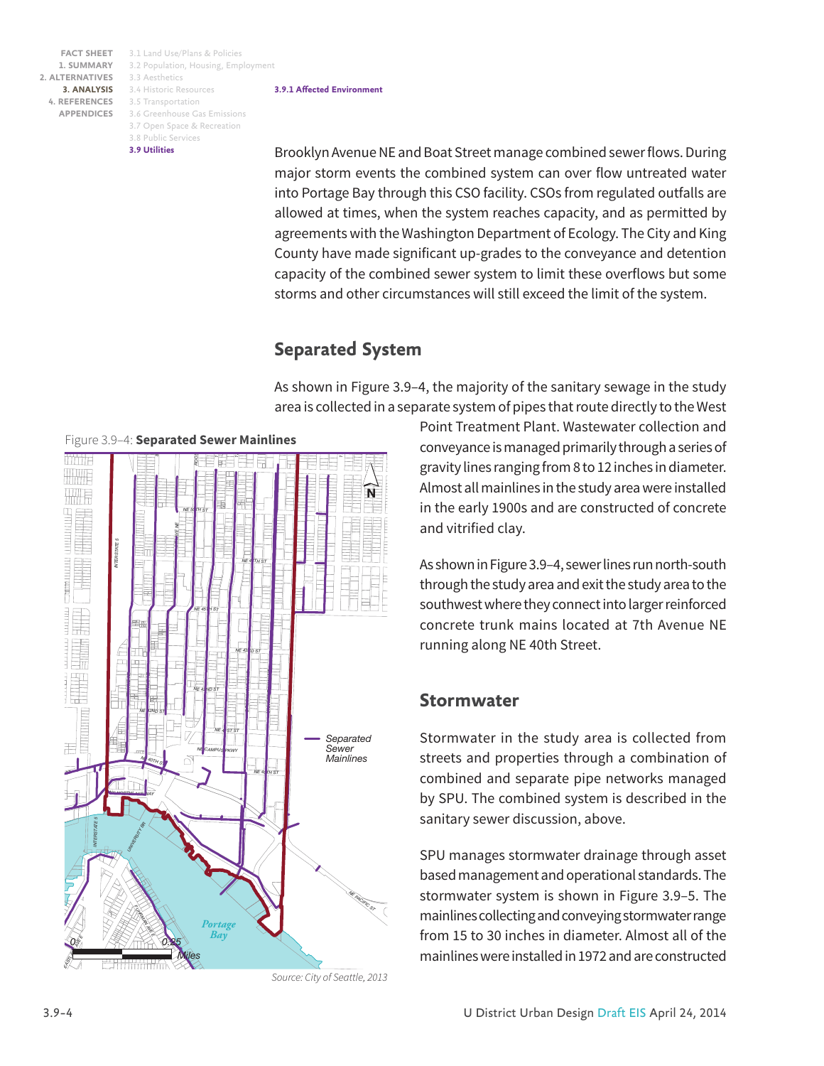### 3.9.1 Affected Environment

Brooklyn Avenue NE and Boat Street manage combined sewer flows. During major storm events the combined system can over flow untreated water into Portage Bay through this CSO facility. CSOs from regulated outfalls are allowed at times, when the system reaches capacity, and as permitted by agreements with the Washington Department of Ecology. The City and King County have made significant up-grades to the conveyance and detention capacity of the combined sewer system to limit these overflows but some storms and other circumstances will still exceed the limit of the system.

## Separated System

As shown in Figure 3.9–4, the majority of the sanitary sewage in the study area is collected in a separate system of pipes that route directly to the West Point Treatment Plant. Wastewater collection and conveyance is managed primarily through a series of gravity lines ranging from 8 to 12 inches in diameter. Almost all mainlines in the study area were installed in the early 1900s and are constructed of concrete and vitrified clay.

Figure 3.9–4: **Separated Sewer Mainlines**

Source: City of Seattle, 2013

As shown in Figure 3.9–4, sewer lines run north-south through the study area and exit the study area to the southwest where they connect into larger reinforced concrete trunk mains located at 7th Avenue NE running along NE 40th Street.

## Stormwater

Stormwater in the study area is collected from streets and properties through a combination of combined and separate pipe networks managed by SPU. The combined system is described in the sanitary sewer discussion, above.

SPU manages stormwater drainage through asset based management and operational standards. The stormwater system is shown in Figure 3.9–5. The mainlines collecting and conveying stormwater range from 15 to 30 inches in diameter. Almost all of the mainlines were installed in 1972 and are constructed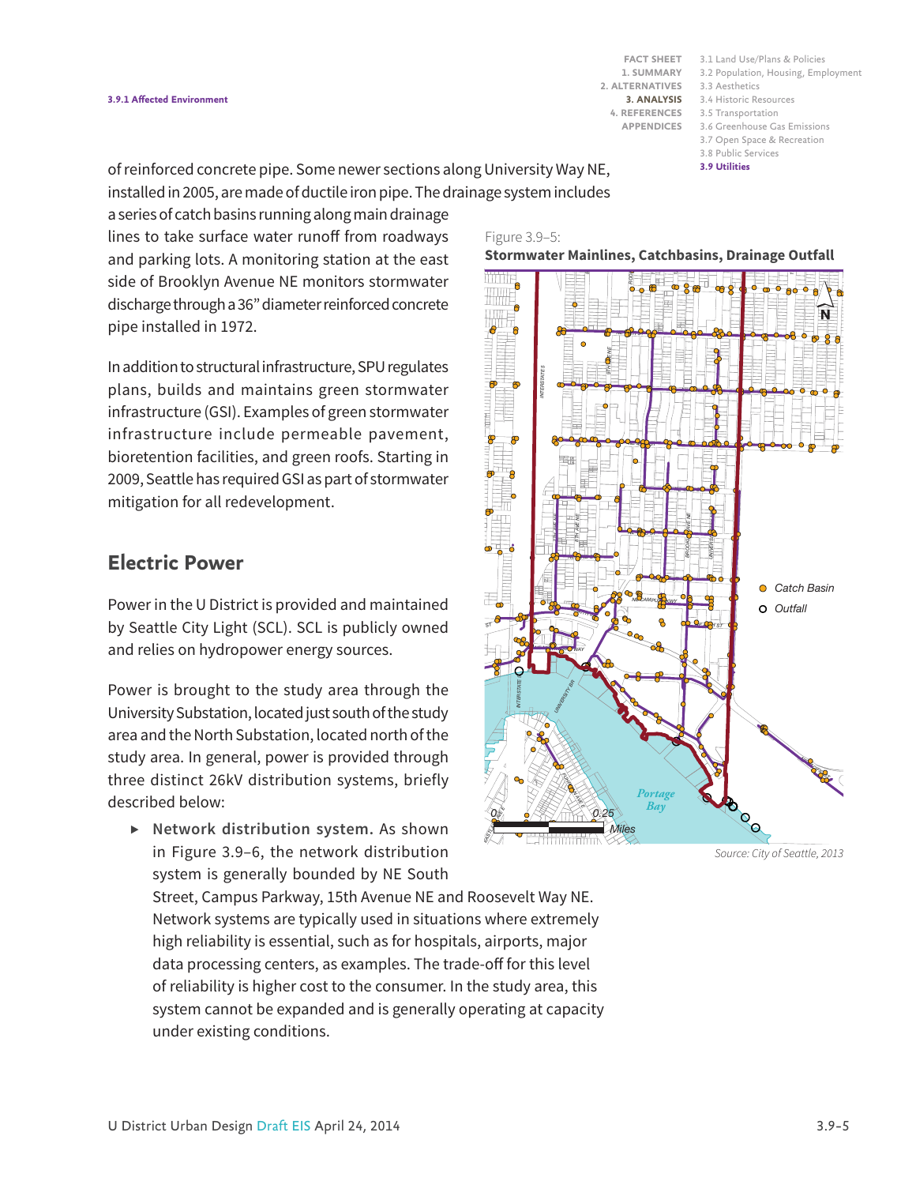of reinforced concrete pipe. Some newer sections along University Way NE, installed in 2005, are made of ductile iron pipe. The drainage system includes a series of catch basins running along main drainage lines to take surface water runoff from roadways and parking lots. A monitoring station at the east side of Brooklyn Avenue NE monitors stormwater discharge through a 36" diameter reinforced concrete pipe installed in 1972.

In addition to structural infrastructure, SPU regulates plans, builds and maintains green stormwater infrastructure (GSI). Examples of green stormwater infrastructure include permeable pavement, bioretention facilities, and green roofs. Starting in 2009, Seattle has required GSI as part of stormwater mitigation for all redevelopment.

Figure 3.9–5:
**Stormwater Mainlines, Catchbasins, Drainage Outfall**

*Source: City of Seattle, 2013*

## Electric Power

Power in the U District is provided and maintained by Seattle City Light (SCL). SCL is publicly owned and relies on hydropower energy sources.

Power is brought to the study area through the University Substation, located just south of the study area and the North Substation, located north of the study area. In general, power is provided through three distinct 26kV distribution systems, briefly described below:

- **Network distribution system.** As shown in Figure 3.9–6, the network distribution system is generally bounded by NE South Street, Campus Parkway, 15th Avenue NE and Roosevelt Way NE. Network systems are typically used in situations where extremely high reliability is essential, such as for hospitals, airports, major data processing centers, as examples. The trade-off for this level of reliability is higher cost to the consumer. In the study area, this system cannot be expanded and is generally operating at capacity under existing conditions.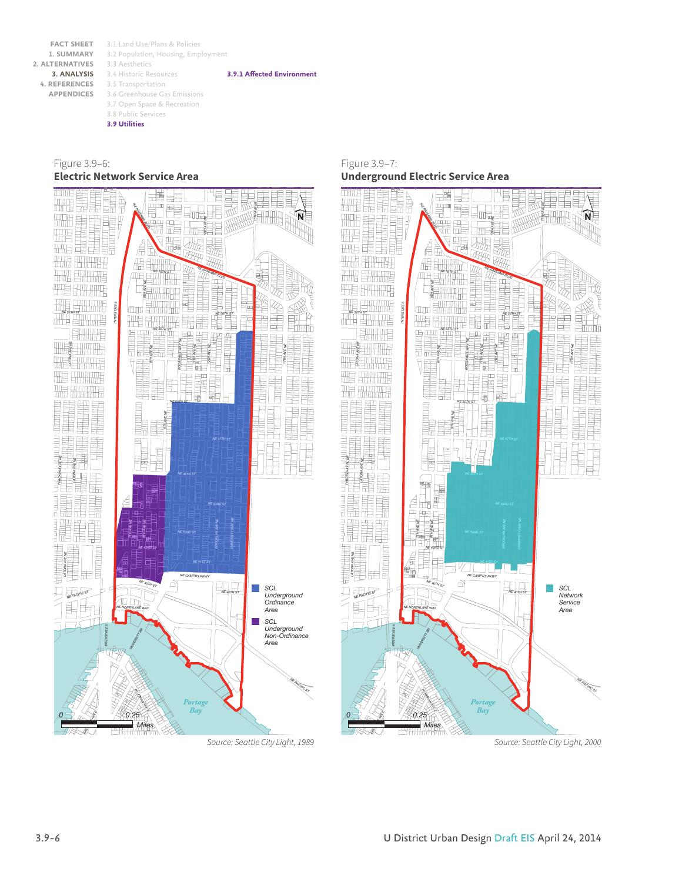Figure 3.9–6:
## Electric Network Service Area

SCL Underground Ordinance Area

SCL Underground Non-Ordinance Area

Source: Seattle City Light, 1989

Figure 3.9–7:
## Underground Electric Service Area

SCL Network Service Area

Source: Seattle City Light, 2000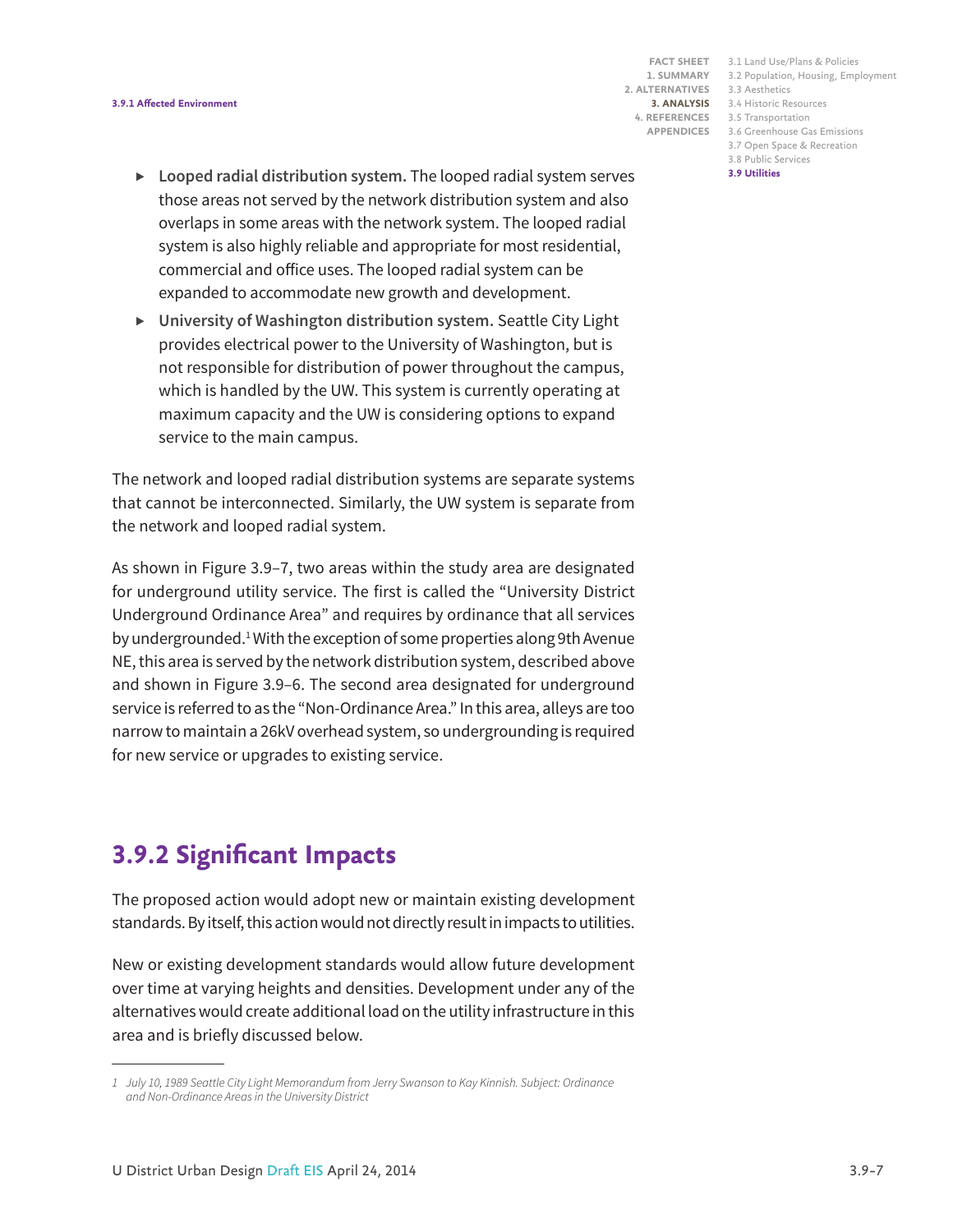- **Looped radial distribution system.** The looped radial system serves those areas not served by the network distribution system and also overlaps in some areas with the network system. The looped radial system is also highly reliable and appropriate for most residential, commercial and office uses. The looped radial system can be expanded to accommodate new growth and development.
- **University of Washington distribution system.** Seattle City Light provides electrical power to the University of Washington, but is not responsible for distribution of power throughout the campus, which is handled by the UW. This system is currently operating at maximum capacity and the UW is considering options to expand service to the main campus.

The network and looped radial distribution systems are separate systems that cannot be interconnected. Similarly, the UW system is separate from the network and looped radial system.

As shown in Figure 3.9–7, two areas within the study area are designated for underground utility service. The first is called the "University District Underground Ordinance Area" and requires by ordinance that all services by undergrounded.[1] With the exception of some properties along 9th Avenue NE, this area is served by the network distribution system, described above and shown in Figure 3.9–6. The second area designated for underground service is referred to as the "Non-Ordinance Area." In this area, alleys are too narrow to maintain a 26kV overhead system, so undergrounding is required for new service or upgrades to existing service.

## 3.9.2 Significant Impacts

The proposed action would adopt new or maintain existing development standards. By itself, this action would not directly result in impacts to utilities.

New or existing development standards would allow future development over time at varying heights and densities. Development under any of the alternatives would create additional load on the utility infrastructure in this area and is briefly discussed below.

---

1 *July 10, 1989 Seattle City Light Memorandum from Jerry Swanson to Kay Kinnish. Subject: Ordinance and Non-Ordinance Areas in the University District*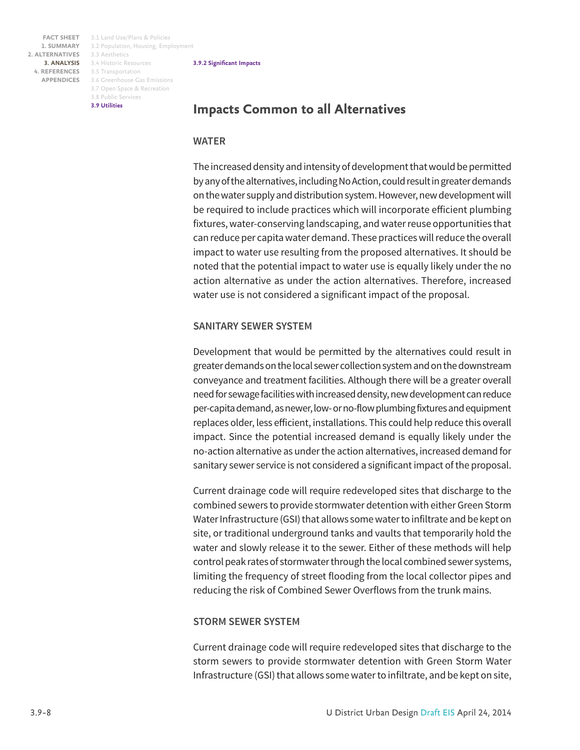### 3.9.2 Significant Impacts

## Impacts Common to all Alternatives

### WATER

The increased density and intensity of development that would be permitted by any of the alternatives, including No Action, could result in greater demands on the water supply and distribution system. However, new development will be required to include practices which will incorporate efficient plumbing fixtures, water-conserving landscaping, and water reuse opportunities that can reduce per capita water demand. These practices will reduce the overall impact to water use resulting from the proposed alternatives. It should be noted that the potential impact to water use is equally likely under the no action alternative as under the action alternatives. Therefore, increased water use is not considered a significant impact of the proposal.

### SANITARY SEWER SYSTEM

Development that would be permitted by the alternatives could result in greater demands on the local sewer collection system and on the downstream conveyance and treatment facilities. Although there will be a greater overall need for sewage facilities with increased density, new development can reduce per-capita demand, as newer, low- or no-flow plumbing fixtures and equipment replaces older, less efficient, installations. This could help reduce this overall impact. Since the potential increased demand is equally likely under the no-action alternative as under the action alternatives, increased demand for sanitary sewer service is not considered a significant impact of the proposal.

Current drainage code will require redeveloped sites that discharge to the combined sewers to provide stormwater detention with either Green Storm Water Infrastructure (GSI) that allows some water to infiltrate and be kept on site, or traditional underground tanks and vaults that temporarily hold the water and slowly release it to the sewer. Either of these methods will help control peak rates of stormwater through the local combined sewer systems, limiting the frequency of street flooding from the local collector pipes and reducing the risk of Combined Sewer Overflows from the trunk mains.

### STORM SEWER SYSTEM

Current drainage code will require redeveloped sites that discharge to the storm sewers to provide stormwater detention with Green Storm Water Infrastructure (GSI) that allows some water to infiltrate, and be kept on site,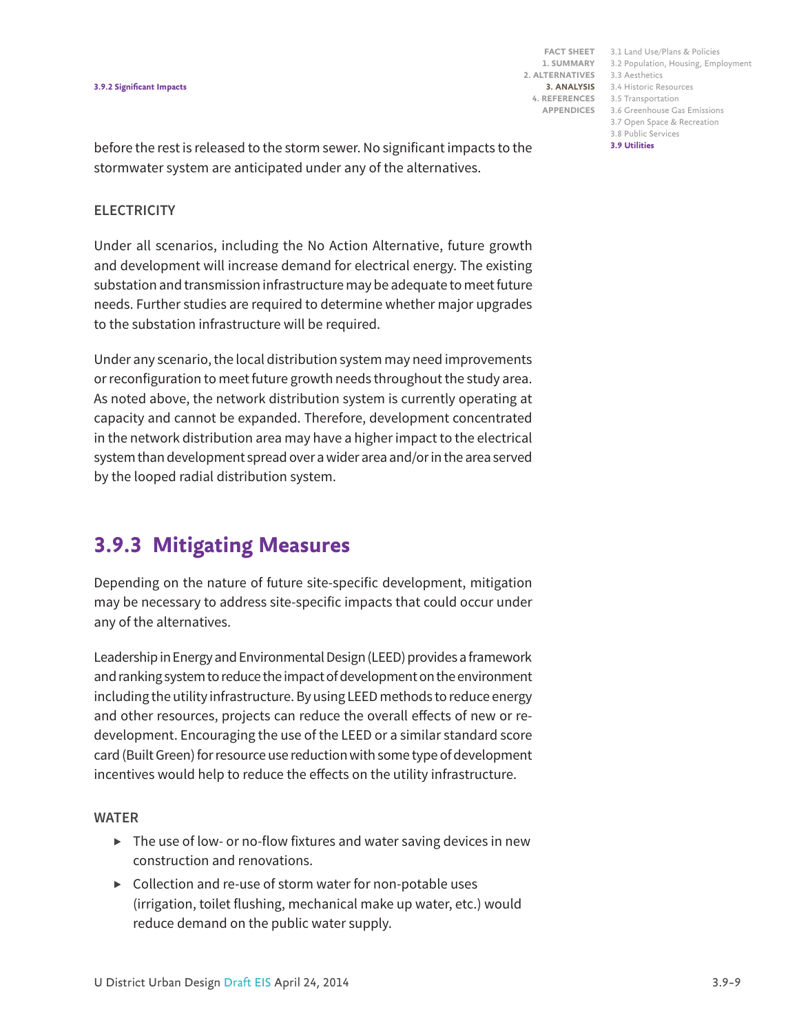before the rest is released to the storm sewer. No significant impacts to the stormwater system are anticipated under any of the alternatives.

### ELECTRICITY

Under all scenarios, including the No Action Alternative, future growth and development will increase demand for electrical energy. The existing substation and transmission infrastructure may be adequate to meet future needs. Further studies are required to determine whether major upgrades to the substation infrastructure will be required.

Under any scenario, the local distribution system may need improvements or reconfiguration to meet future growth needs throughout the study area. As noted above, the network distribution system is currently operating at capacity and cannot be expanded. Therefore, development concentrated in the network distribution area may have a higher impact to the electrical system than development spread over a wider area and/or in the area served by the looped radial distribution system.

## 3.9.3 Mitigating Measures

Depending on the nature of future site-specific development, mitigation may be necessary to address site-specific impacts that could occur under any of the alternatives.

Leadership in Energy and Environmental Design (LEED) provides a framework and ranking system to reduce the impact of development on the environment including the utility infrastructure. By using LEED methods to reduce energy and other resources, projects can reduce the overall effects of new or re-development. Encouraging the use of the LEED or a similar standard score card (Built Green) for resource use reduction with some type of development incentives would help to reduce the effects on the utility infrastructure.

### WATER

- The use of low- or no-flow fixtures and water saving devices in new construction and renovations.
- Collection and re-use of storm water for non-potable uses (irrigation, toilet flushing, mechanical make up water, etc.) would reduce demand on the public water supply.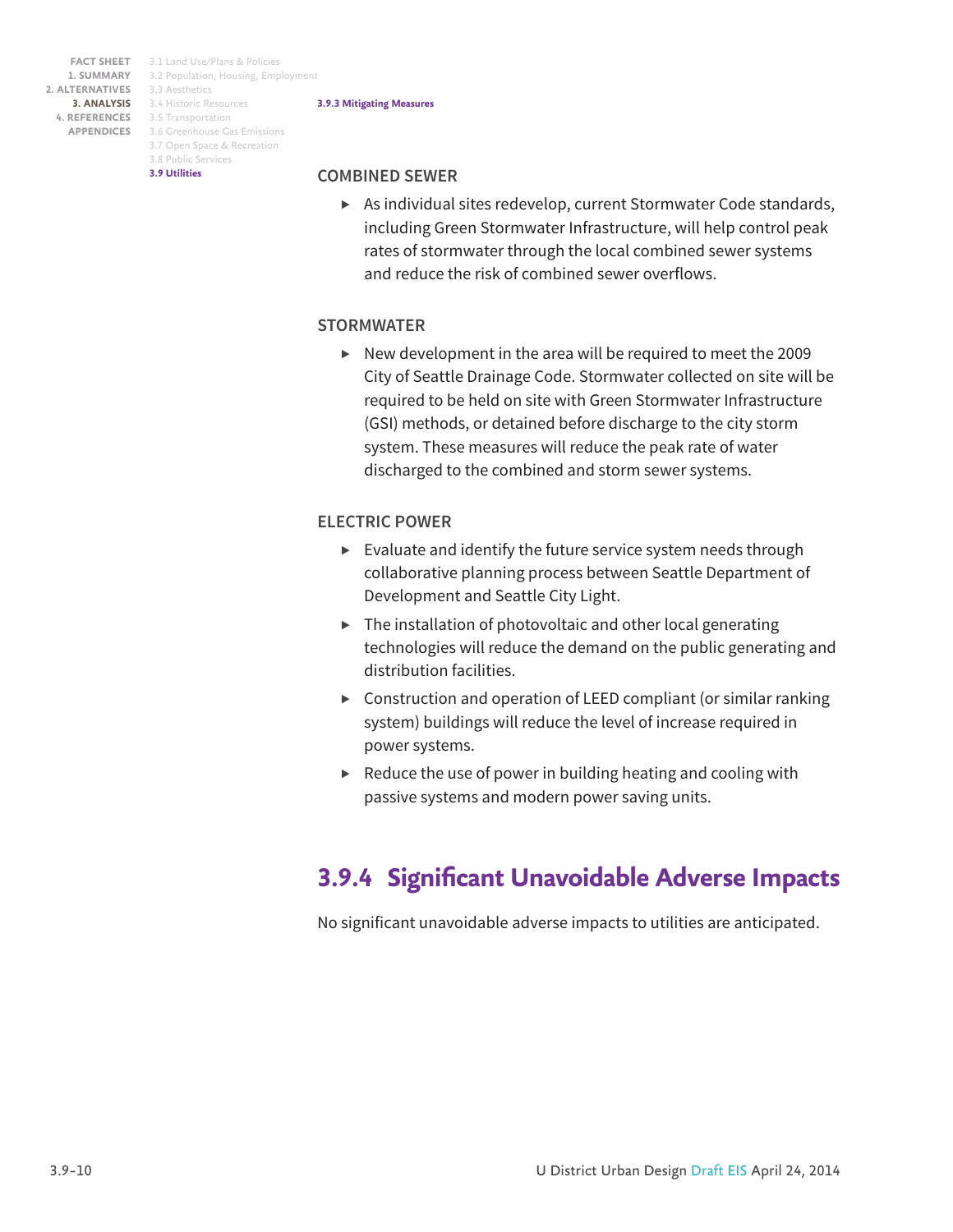### COMBINED SEWER

- As individual sites redevelop, current Stormwater Code standards, including Green Stormwater Infrastructure, will help control peak rates of stormwater through the local combined sewer systems and reduce the risk of combined sewer overflows.

### STORMWATER

- New development in the area will be required to meet the 2009 City of Seattle Drainage Code. Stormwater collected on site will be required to be held on site with Green Stormwater Infrastructure (GSI) methods, or detained before discharge to the city storm system. These measures will reduce the peak rate of water discharged to the combined and storm sewer systems.

### ELECTRIC POWER

- Evaluate and identify the future service system needs through collaborative planning process between Seattle Department of Development and Seattle City Light.
- The installation of photovoltaic and other local generating technologies will reduce the demand on the public generating and distribution facilities.
- Construction and operation of LEED compliant (or similar ranking system) buildings will reduce the level of increase required in power systems.
- Reduce the use of power in building heating and cooling with passive systems and modern power saving units.

## 3.9.4 Significant Unavoidable Adverse Impacts

No significant unavoidable adverse impacts to utilities are anticipated.